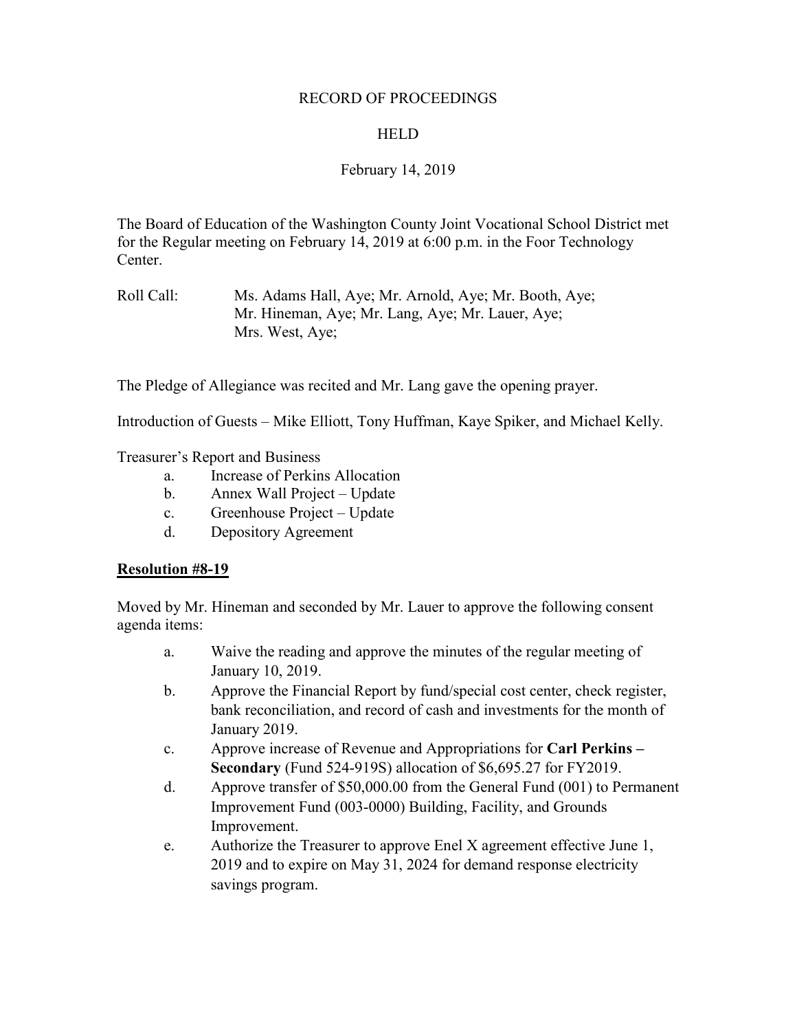RECORD OF PROCEEDINGS

HELD

February 14, 2019

The Board of Education of the Washington County Joint Vocational School District met for the Regular meeting on February 14, 2019 at 6:00 p.m. in the Foor Technology Center.

Roll Call: Ms. Adams Hall, Aye; Mr. Arnold, Aye; Mr. Booth, Aye; Mr. Hineman, Aye; Mr. Lang, Aye; Mr. Lauer, Aye; Mrs. West, Aye;

The Pledge of Allegiance was recited and Mr. Lang gave the opening prayer.

Introduction of Guests – Mike Elliott, Tony Huffman, Kaye Spiker, and Michael Kelly.

Treasurer's Report and Business

a. Increase of Perkins Allocation
b. Annex Wall Project – Update
c. Greenhouse Project – Update
d. Depository Agreement

**Resolution #8-19**

Moved by Mr. Hineman and seconded by Mr. Lauer to approve the following consent agenda items:

a. Waive the reading and approve the minutes of the regular meeting of January 10, 2019.
b. Approve the Financial Report by fund/special cost center, check register, bank reconciliation, and record of cash and investments for the month of January 2019.
c. Approve increase of Revenue and Appropriations for **Carl Perkins – Secondary** (Fund 524-919S) allocation of $6,695.27 for FY2019.
d. Approve transfer of $50,000.00 from the General Fund (001) to Permanent Improvement Fund (003-0000) Building, Facility, and Grounds Improvement.
e. Authorize the Treasurer to approve Enel X agreement effective June 1, 2019 and to expire on May 31, 2024 for demand response electricity savings program.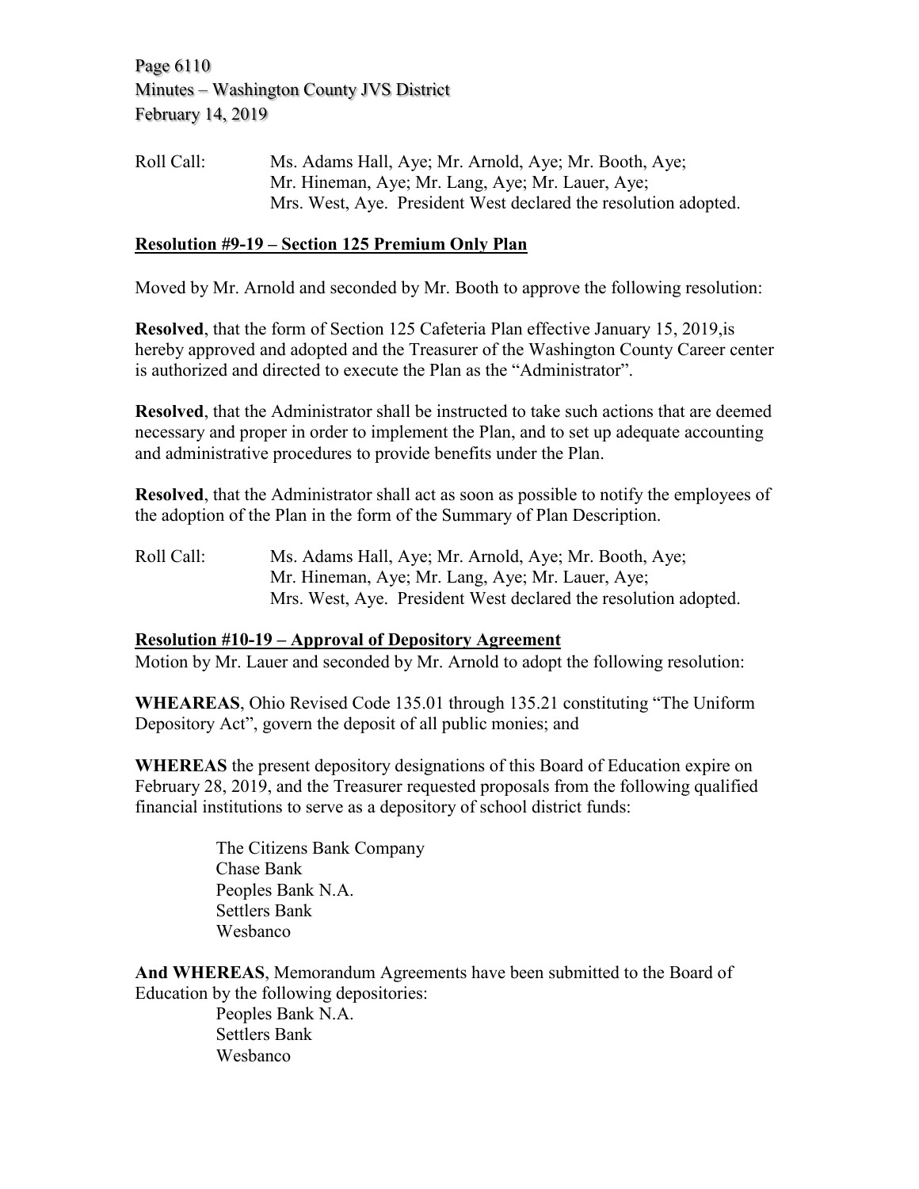Roll Call: Ms. Adams Hall, Aye; Mr. Arnold, Aye; Mr. Booth, Aye; Mr. Hineman, Aye; Mr. Lang, Aye; Mr. Lauer, Aye; Mrs. West, Aye. President West declared the resolution adopted.

**Resolution #9-19 – Section 125 Premium Only Plan**

Moved by Mr. Arnold and seconded by Mr. Booth to approve the following resolution:

**Resolved**, that the form of Section 125 Cafeteria Plan effective January 15, 2019,is hereby approved and adopted and the Treasurer of the Washington County Career center is authorized and directed to execute the Plan as the "Administrator".

**Resolved**, that the Administrator shall be instructed to take such actions that are deemed necessary and proper in order to implement the Plan, and to set up adequate accounting and administrative procedures to provide benefits under the Plan.

**Resolved**, that the Administrator shall act as soon as possible to notify the employees of the adoption of the Plan in the form of the Summary of Plan Description.

Roll Call: Ms. Adams Hall, Aye; Mr. Arnold, Aye; Mr. Booth, Aye; Mr. Hineman, Aye; Mr. Lang, Aye; Mr. Lauer, Aye; Mrs. West, Aye. President West declared the resolution adopted.

**Resolution #10-19 – Approval of Depository Agreement**

Motion by Mr. Lauer and seconded by Mr. Arnold to adopt the following resolution:

**WHEAREAS**, Ohio Revised Code 135.01 through 135.21 constituting "The Uniform Depository Act", govern the deposit of all public monies; and

**WHEREAS** the present depository designations of this Board of Education expire on February 28, 2019, and the Treasurer requested proposals from the following qualified financial institutions to serve as a depository of school district funds:

The Citizens Bank Company
Chase Bank
Peoples Bank N.A.
Settlers Bank
Wesbanco

**And WHEREAS**, Memorandum Agreements have been submitted to the Board of Education by the following depositories:

Peoples Bank N.A.
Settlers Bank
Wesbanco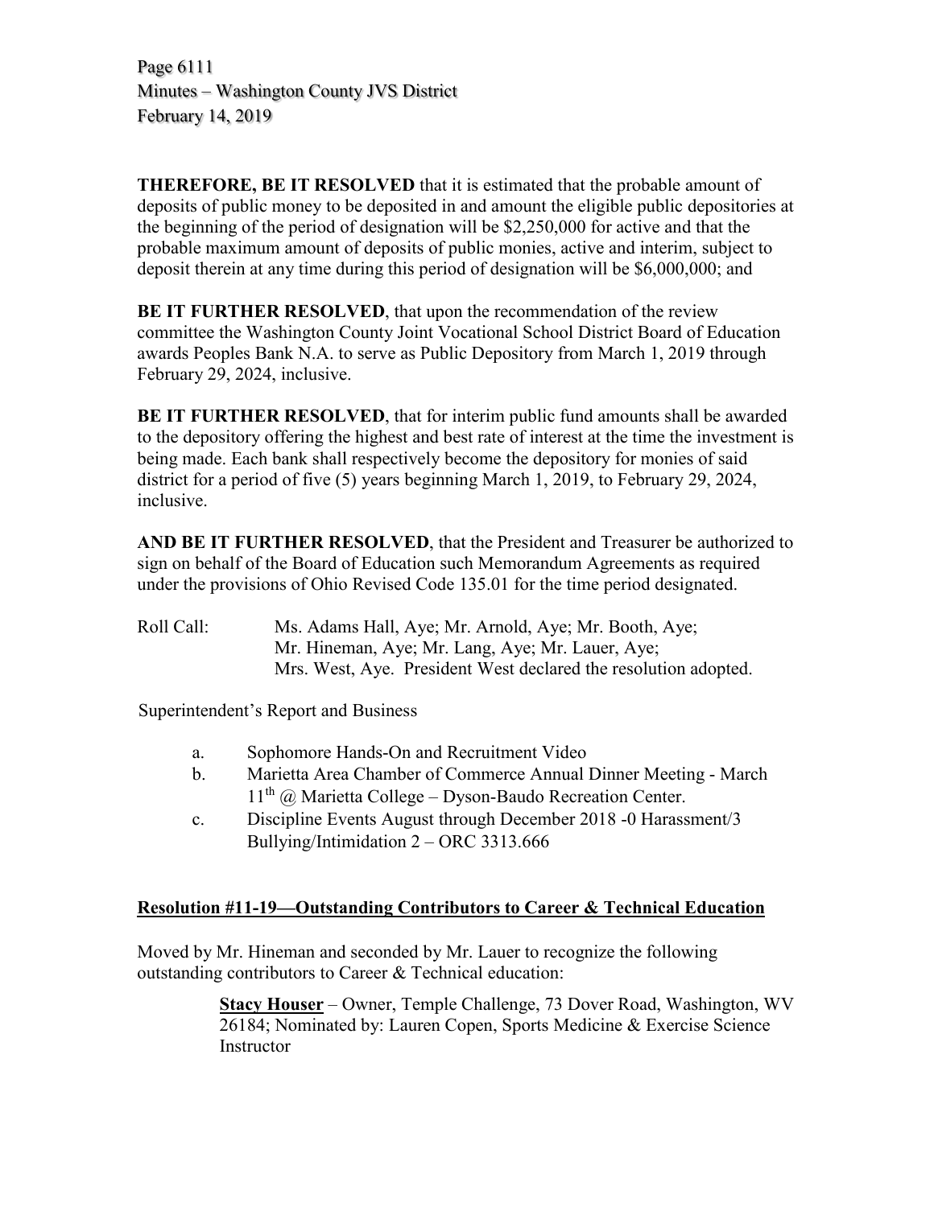**THEREFORE, BE IT RESOLVED** that it is estimated that the probable amount of deposits of public money to be deposited in and amount the eligible public depositories at the beginning of the period of designation will be $2,250,000 for active and that the probable maximum amount of deposits of public monies, active and interim, subject to deposit therein at any time during this period of designation will be $6,000,000; and

**BE IT FURTHER RESOLVED**, that upon the recommendation of the review committee the Washington County Joint Vocational School District Board of Education awards Peoples Bank N.A. to serve as Public Depository from March 1, 2019 through February 29, 2024, inclusive.

**BE IT FURTHER RESOLVED**, that for interim public fund amounts shall be awarded to the depository offering the highest and best rate of interest at the time the investment is being made. Each bank shall respectively become the depository for monies of said district for a period of five (5) years beginning March 1, 2019, to February 29, 2024, inclusive.

**AND BE IT FURTHER RESOLVED**, that the President and Treasurer be authorized to sign on behalf of the Board of Education such Memorandum Agreements as required under the provisions of Ohio Revised Code 135.01 for the time period designated.

Roll Call: Ms. Adams Hall, Aye; Mr. Arnold, Aye; Mr. Booth, Aye; Mr. Hineman, Aye; Mr. Lang, Aye; Mr. Lauer, Aye; Mrs. West, Aye. President West declared the resolution adopted.

Superintendent's Report and Business

a. Sophomore Hands-On and Recruitment Video
b. Marietta Area Chamber of Commerce Annual Dinner Meeting - March 11th @ Marietta College – Dyson-Baudo Recreation Center.
c. Discipline Events August through December 2018 -0 Harassment/3 Bullying/Intimidation 2 – ORC 3313.666

**<u>Resolution #11-19—Outstanding Contributors to Career & Technical Education</u>**

Moved by Mr. Hineman and seconded by Mr. Lauer to recognize the following outstanding contributors to Career & Technical education:

> **<u>Stacy Houser</u>** – Owner, Temple Challenge, 73 Dover Road, Washington, WV 26184; Nominated by: Lauren Copen, Sports Medicine & Exercise Science Instructor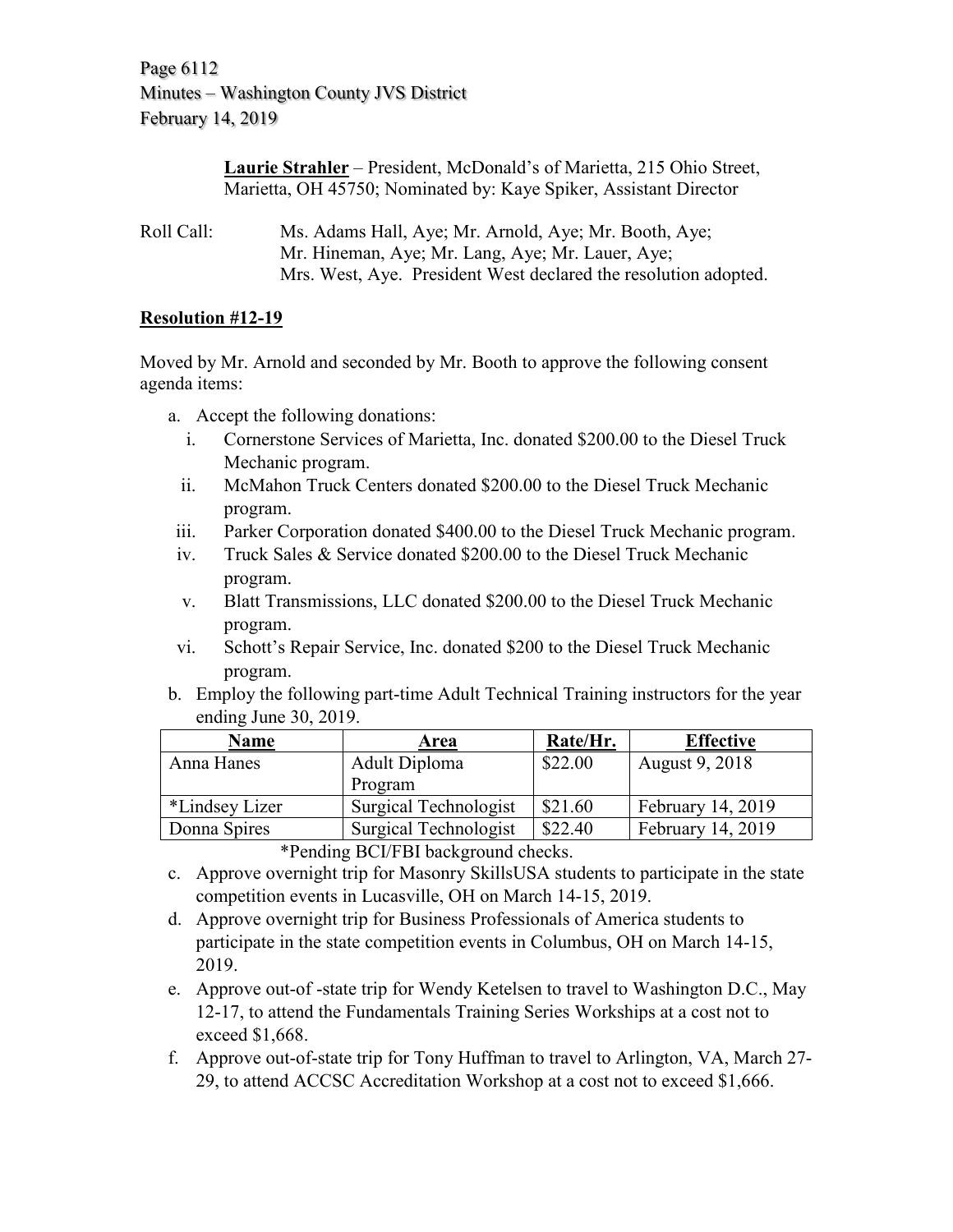**Laurie Strahler** – President, McDonald's of Marietta, 215 Ohio Street, Marietta, OH 45750; Nominated by: Kaye Spiker, Assistant Director

Roll Call: Ms. Adams Hall, Aye; Mr. Arnold, Aye; Mr. Booth, Aye; Mr. Hineman, Aye; Mr. Lang, Aye; Mr. Lauer, Aye; Mrs. West, Aye. President West declared the resolution adopted.

**Resolution #12-19**

Moved by Mr. Arnold and seconded by Mr. Booth to approve the following consent agenda items:

a. Accept the following donations:
   i. Cornerstone Services of Marietta, Inc. donated $200.00 to the Diesel Truck Mechanic program.
   ii. McMahon Truck Centers donated $200.00 to the Diesel Truck Mechanic program.
   iii. Parker Corporation donated $400.00 to the Diesel Truck Mechanic program.
   iv. Truck Sales & Service donated $200.00 to the Diesel Truck Mechanic program.
   v. Blatt Transmissions, LLC donated $200.00 to the Diesel Truck Mechanic program.
   vi. Schott's Repair Service, Inc. donated $200 to the Diesel Truck Mechanic program.

b. Employ the following part-time Adult Technical Training instructors for the year ending June 30, 2019.

| Name | Area | Rate/Hr. | Effective |
|---|---|---|---|
| Anna Hanes | Adult Diploma Program | $22.00 | August 9, 2018 |
| *Lindsey Lizer | Surgical Technologist | $21.60 | February 14, 2019 |
| Donna Spires | Surgical Technologist | $22.40 | February 14, 2019 |

*Pending BCI/FBI background checks.

c. Approve overnight trip for Masonry SkillsUSA students to participate in the state competition events in Lucasville, OH on March 14-15, 2019.

d. Approve overnight trip for Business Professionals of America students to participate in the state competition events in Columbus, OH on March 14-15, 2019.

e. Approve out-of -state trip for Wendy Ketelsen to travel to Washington D.C., May 12-17, to attend the Fundamentals Training Series Workshops at a cost not to exceed $1,668.

f. Approve out-of-state trip for Tony Huffman to travel to Arlington, VA, March 27-29, to attend ACCSC Accreditation Workshop at a cost not to exceed $1,666.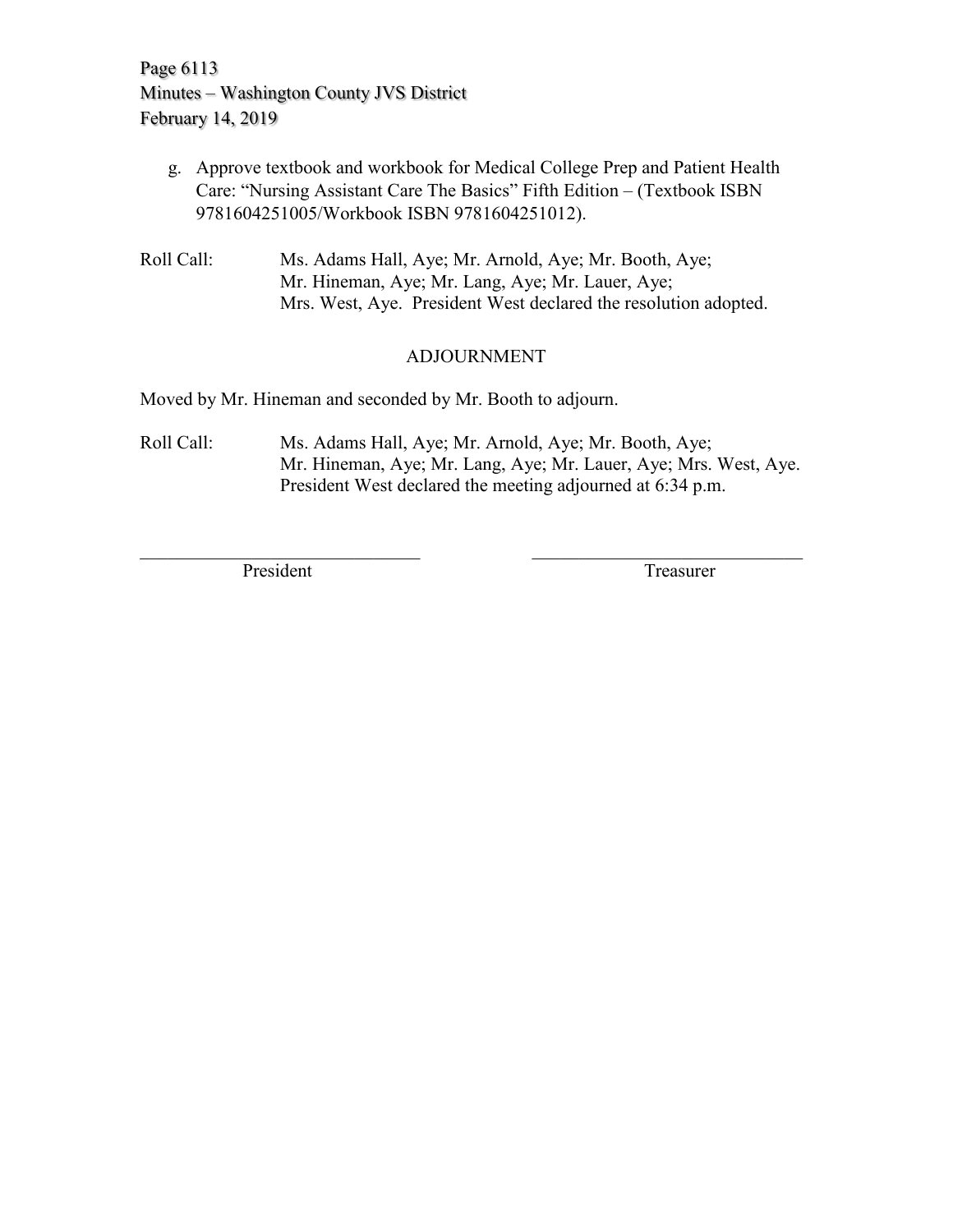g. Approve textbook and workbook for Medical College Prep and Patient Health Care: "Nursing Assistant Care The Basics" Fifth Edition – (Textbook ISBN 9781604251005/Workbook ISBN 9781604251012).

Roll Call: Ms. Adams Hall, Aye; Mr. Arnold, Aye; Mr. Booth, Aye; Mr. Hineman, Aye; Mr. Lang, Aye; Mr. Lauer, Aye; Mrs. West, Aye. President West declared the resolution adopted.

## ADJOURNMENT

Moved by Mr. Hineman and seconded by Mr. Booth to adjourn.

Roll Call: Ms. Adams Hall, Aye; Mr. Arnold, Aye; Mr. Booth, Aye; Mr. Hineman, Aye; Mr. Lang, Aye; Mr. Lauer, Aye; Mrs. West, Aye. President West declared the meeting adjourned at 6:34 p.m.

\_\_\_\_\_\_\_\_\_\_\_\_\_\_\_\_\_\_\_\_\_\_\_\_\_\_\_\_\_\_ \_\_\_\_\_\_\_\_\_\_\_\_\_\_\_\_\_\_\_\_\_\_\_\_\_\_\_\_\_\_

President Treasurer